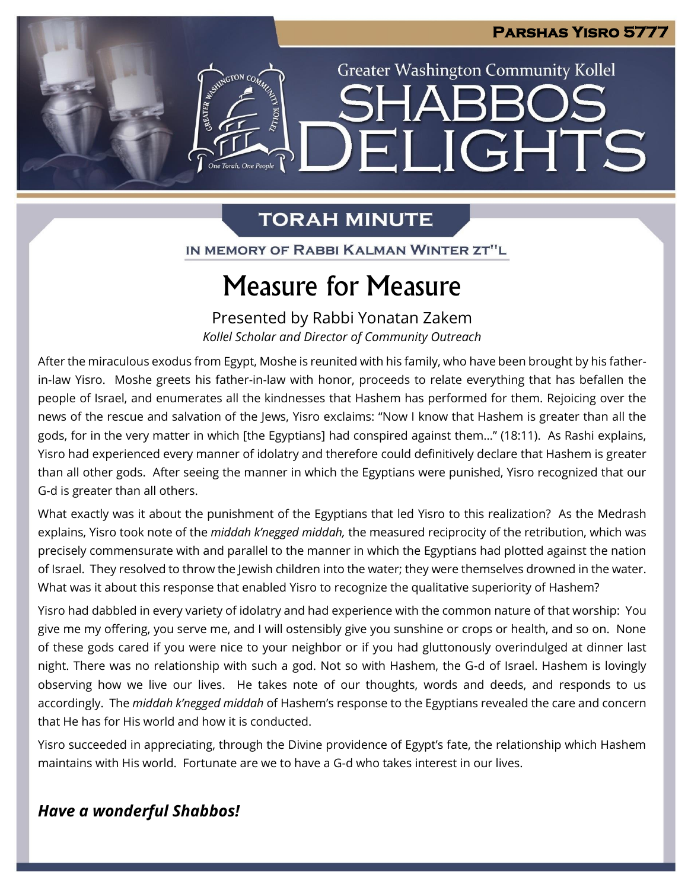Parshas Yisro 5777

Greater Washington Community Kollel

# Shabbos Delights

## Torah Minute

In Memory of Rabbi Kalman Winter zt"l

# Measure for Measure

Presented by Rabbi Yonatan Zakem

*Kollel Scholar and Director of Community Outreach*

After the miraculous exodus from Egypt, Moshe is reunited with his family, who have been brought by his father-in-law Yisro. Moshe greets his father-in-law with honor, proceeds to relate everything that has befallen the people of Israel, and enumerates all the kindnesses that Hashem has performed for them. Rejoicing over the news of the rescue and salvation of the Jews, Yisro exclaims: "Now I know that Hashem is greater than all the gods, for in the very matter in which [the Egyptians] had conspired against them…" (18:11). As Rashi explains, Yisro had experienced every manner of idolatry and therefore could definitively declare that Hashem is greater than all other gods. After seeing the manner in which the Egyptians were punished, Yisro recognized that our G-d is greater than all others.

What exactly was it about the punishment of the Egyptians that led Yisro to this realization? As the Medrash explains, Yisro took note of the *middah k'negged middah,* the measured reciprocity of the retribution, which was precisely commensurate with and parallel to the manner in which the Egyptians had plotted against the nation of Israel. They resolved to throw the Jewish children into the water; they were themselves drowned in the water. What was it about this response that enabled Yisro to recognize the qualitative superiority of Hashem?

Yisro had dabbled in every variety of idolatry and had experience with the common nature of that worship: You give me my offering, you serve me, and I will ostensibly give you sunshine or crops or health, and so on. None of these gods cared if you were nice to your neighbor or if you had gluttonously overindulged at dinner last night. There was no relationship with such a god. Not so with Hashem, the G-d of Israel. Hashem is lovingly observing how we live our lives. He takes note of our thoughts, words and deeds, and responds to us accordingly. The *middah k'negged middah* of Hashem's response to the Egyptians revealed the care and concern that He has for His world and how it is conducted.

Yisro succeeded in appreciating, through the Divine providence of Egypt's fate, the relationship which Hashem maintains with His world. Fortunate are we to have a G-d who takes interest in our lives.

***Have a wonderful Shabbos!***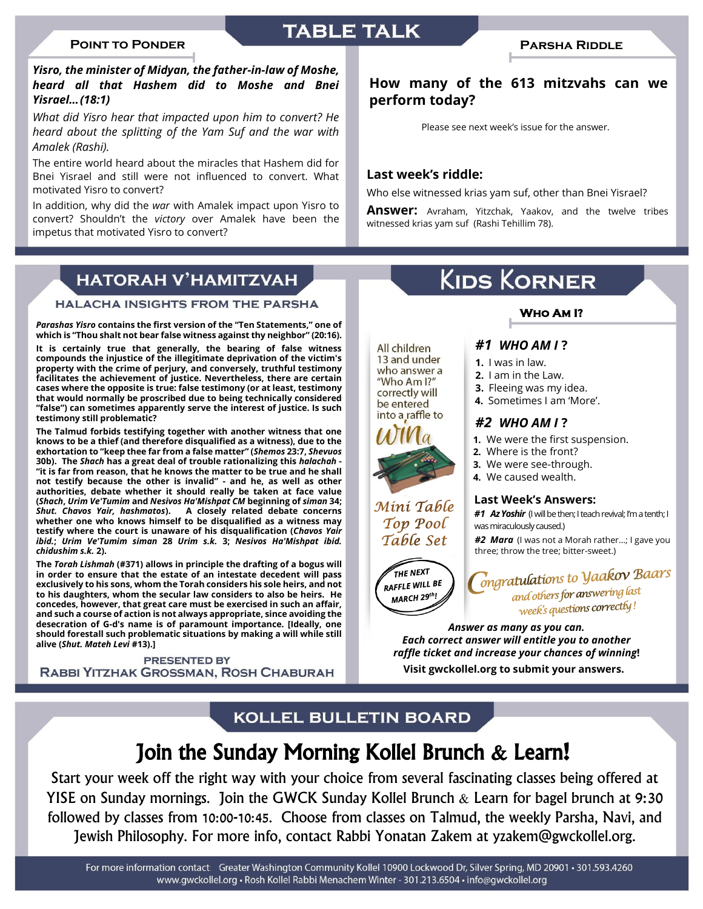# TABLE TALK

## Point to Ponder

***Yisro, the minister of Midyan, the father-in-law of Moshe, heard all that Hashem did to Moshe and Bnei Yisrael... (18:1)***

*What did Yisro hear that impacted upon him to convert? He heard about the splitting of the Yam Suf and the war with Amalek (Rashi).*

The entire world heard about the miracles that Hashem did for Bnei Yisrael and still were not influenced to convert. What motivated Yisro to convert?

In addition, why did the *war* with Amalek impact upon Yisro to convert? Shouldn't the *victory* over Amalek have been the impetus that motivated Yisro to convert?

## Parsha Riddle

**How many of the 613 mitzvahs can we perform today?**

Please see next week's issue for the answer.

**Last week's riddle:**

Who else witnessed krias yam suf, other than Bnei Yisrael?

**Answer:** Avraham, Yitzchak, Yaakov, and the twelve tribes witnessed krias yam suf (Rashi Tehillim 78).

# HATORAH V'HAMITZVAH

## HALACHA INSIGHTS FROM THE PARSHA

***Parashas Yisro* contains the first version of the "Ten Statements," one of which is "Thou shalt not bear false witness against thy neighbor" (20:16).**

**It is certainly true that generally, the bearing of false witness compounds the injustice of the illegitimate deprivation of the victim's property with the crime of perjury, and conversely, truthful testimony facilitates the achievement of justice. Nevertheless, there are certain cases where the opposite is true: false testimony (or at least, testimony that would normally be proscribed due to being technically considered "false") can sometimes apparently serve the interest of justice. Is such testimony still problematic?**

**The Talmud forbids testifying together with another witness that one knows to be a thief (and therefore disqualified as a witness), due to the exhortation to "keep thee far from a false matter" (*Shemos* 23:7, *Shevuos* 30b). The *Shach* has a great deal of trouble rationalizing this *halachah* - "it is far from reason, that he knows the matter to be true and he shall not testify because the other is invalid" - and he, as well as other authorities, debate whether it should really be taken at face value (*Shach*, *Urim Ve'Tumim* and *Nesivos Ha'Mishpat CM* beginning of *siman* 34; *Shut. Chavos Yair, hashmatos*). A closely related debate concerns whether one who knows himself to be disqualified as a witness may testify where the court is unaware of his disqualification (*Chavos Yair ibid.*; *Urim Ve'Tumim siman* 28 *Urim s.k.* 3; *Nesivos Ha'Mishpat ibid. chidushim s.k.* 2).**

**The *Torah Lishmah* (#371) allows in principle the drafting of a bogus will in order to ensure that the estate of an intestate decedent will pass exclusively to his sons, whom the Torah considers his sole heirs, and not to his daughters, whom the secular law considers to also be heirs. He concedes, however, that great care must be exercised in such an affair, and such a course of action is not always appropriate, since avoiding the desecration of G-d's name is of paramount importance. [Ideally, one should forestall such problematic situations by making a will while still alive (*Shut. Mateh Levi* #13).]**

PRESENTED BY
RABBI YITZHAK GROSSMAN, ROSH CHABURAH

# KIDS KORNER

## Who Am I?

All children 13 and under who answer a "Who Am I?" correctly will be entered into a raffle to win a

*Mini Table Top Pool Table Set*

THE NEXT RAFFLE WILL BE MARCH 29th!

### #1 WHO AM I ?

1. I was in law.
2. I am in the Law.
3. Fleeing was my idea.
4. Sometimes I am 'More'.

### #2 WHO AM I ?

1. We were the first suspension.
2. Where is the front?
3. We were see-through.
4. We caused wealth.

**Last Week's Answers:**

***#1 Az Yoshir*** (I will be then; I teach revival; I'm a tenth; I was miraculously caused.)

***#2 Mara*** (I was not a Morah rather...; I gave you three; throw the tree; bitter-sweet.)

*Congratulations to Yaakov Baars and others for answering last week's questions correctly!*

***Answer as many as you can. Each correct answer will entitle you to another raffle ticket and increase your chances of winning!***

**Visit gwckollel.org to submit your answers.**

# KOLLEL BULLETIN BOARD

## Join the Sunday Morning Kollel Brunch & Learn!

Start your week off the right way with your choice from several fascinating classes being offered at YISE on Sunday mornings. Join the GWCK Sunday Kollel Brunch & Learn for bagel brunch at 9:30 followed by classes from 10:00-10:45. Choose from classes on Talmud, the weekly Parsha, Navi, and Jewish Philosophy. For more info, contact Rabbi Yonatan Zakem at yzakem@gwckollel.org.

For more information contact: Greater Washington Community Kollel 10900 Lockwood Dr, Silver Spring, MD 20901 • 301.593.4260
www.gwckollel.org • Rosh Kollel Rabbi Menachem Winter - 301.213.6504 • info@gwckollel.org